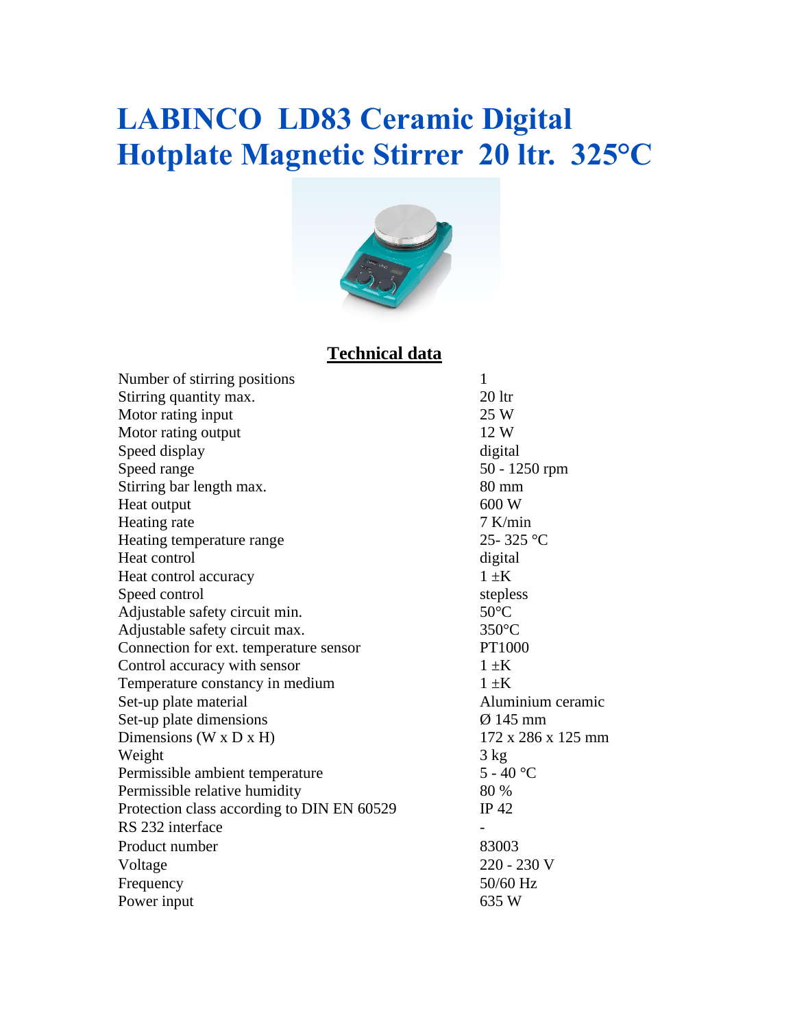# LABINCO LD83 Ceramic Digital Hotplate Magnetic Stirrer 20 ltr. 325°C

## Technical data

| | |
|---|---|
| Number of stirring positions | 1 |
| Stirring quantity max. | 20 ltr |
| Motor rating input | 25 W |
| Motor rating output | 12 W |
| Speed display | digital |
| Speed range | 50 - 1250 rpm |
| Stirring bar length max. | 80 mm |
| Heat output | 600 W |
| Heating rate | 7 K/min |
| Heating temperature range | 25- 325 °C |
| Heat control | digital |
| Heat control accuracy | 1 ±K |
| Speed control | stepless |
| Adjustable safety circuit min. | 50°C |
| Adjustable safety circuit max. | 350°C |
| Connection for ext. temperature sensor | PT1000 |
| Control accuracy with sensor | 1 ±K |
| Temperature constancy in medium | 1 ±K |
| Set-up plate material | Aluminium ceramic |
| Set-up plate dimensions | Ø 145 mm |
| Dimensions (W x D x H) | 172 x 286 x 125 mm |
| Weight | 3 kg |
| Permissible ambient temperature | 5 - 40 °C |
| Permissible relative humidity | 80 % |
| Protection class according to DIN EN 60529 | IP 42 |
| RS 232 interface | - |
| Product number | 83003 |
| Voltage | 220 - 230 V |
| Frequency | 50/60 Hz |
| Power input | 635 W |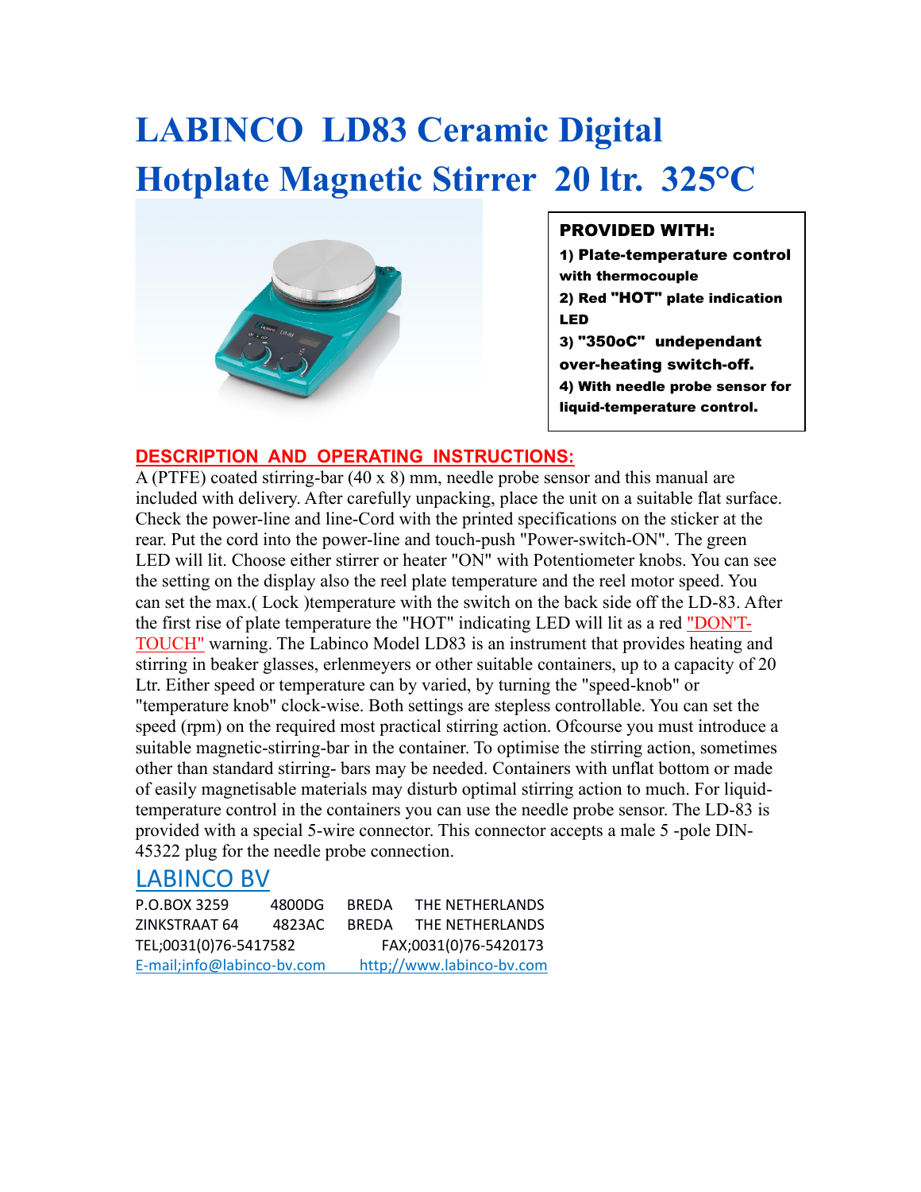# LABINCO LD83 Ceramic Digital Hotplate Magnetic Stirrer 20 ltr. 325°C

**PROVIDED WITH:**

**1) Plate-temperature control with thermocouple**

**2) Red "HOT" plate indication LED**

**3) "350oC" undependant over-heating switch-off.**

**4) With needle probe sensor for liquid-temperature control.**

## DESCRIPTION AND OPERATING INSTRUCTIONS:

A (PTFE) coated stirring-bar (40 x 8) mm, needle probe sensor and this manual are included with delivery. After carefully unpacking, place the unit on a suitable flat surface. Check the power-line and line-Cord with the printed specifications on the sticker at the rear. Put the cord into the power-line and touch-push "Power-switch-ON". The green LED will lit. Choose either stirrer or heater "ON" with Potentiometer knobs. You can see the setting on the display also the reel plate temperature and the reel motor speed. You can set the max.( Lock )temperature with the switch on the back side off the LD-83. After the first rise of plate temperature the "HOT" indicating LED will lit as a red "DON'T-TOUCH" warning. The Labinco Model LD83 is an instrument that provides heating and stirring in beaker glasses, erlenmeyers or other suitable containers, up to a capacity of 20 Ltr. Either speed or temperature can by varied, by turning the "speed-knob" or "temperature knob" clock-wise. Both settings are stepless controllable. You can set the speed (rpm) on the required most practical stirring action. Ofcourse you must introduce a suitable magnetic-stirring-bar in the container. To optimise the stirring action, sometimes other than standard stirring- bars may be needed. Containers with unflat bottom or made of easily magnetisable materials may disturb optimal stirring action to much. For liquid-temperature control in the containers you can use the needle probe sensor. The LD-83 is provided with a special 5-wire connector. This connector accepts a male 5 -pole DIN-45322 plug for the needle probe connection.

## LABINCO BV

P.O.BOX 3259 4800DG BREDA THE NETHERLANDS
ZINKSTRAAT 64 4823AC BREDA THE NETHERLANDS
TEL;0031(0)76-5417582 FAX;0031(0)76-5420173
E-mail;info@labinco-bv.com http;//www.labinco-bv.com